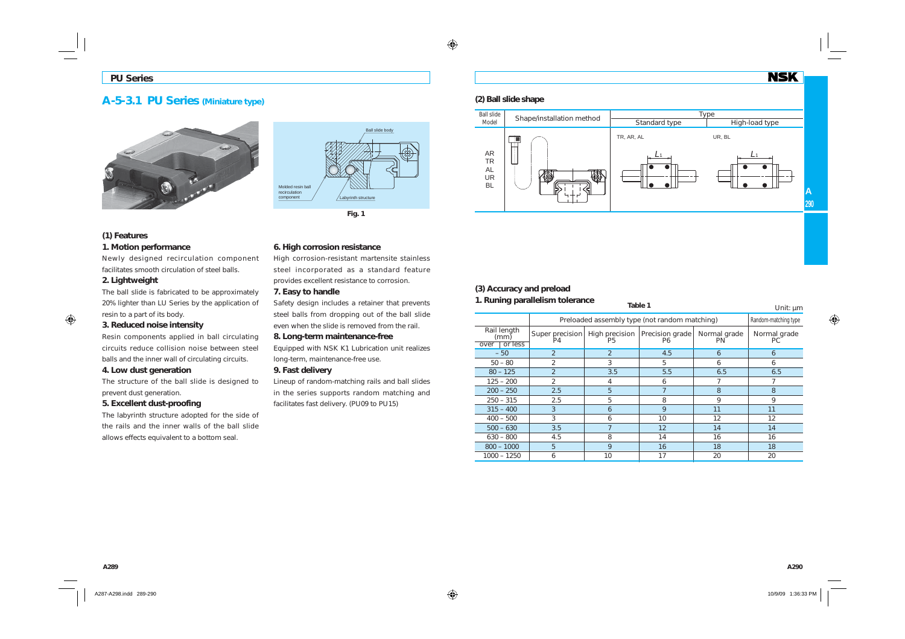# A-5-3.1 PU Series (Miniature type)

Ball slide body

Molded resin ball recirculation component

Labyrinth structure

Fig. 1

## (1) Features

### 1. Motion performance

Newly designed recirculation component facilitates smooth circulation of steel balls.

### 2. Lightweight

The ball slide is fabricated to be approximately 20% lighter than LU Series by the application of resin to a part of its body.

### 3. Reduced noise intensity

Resin components applied in ball circulating circuits reduce collision noise between steel balls and the inner wall of circulating circuits.

### 4. Low dust generation

The structure of the ball slide is designed to prevent dust generation.

### 5. Excellent dust-proofing

The labyrinth structure adopted for the side of the rails and the inner walls of the ball slide allows effects equivalent to a bottom seal.

### 6. High corrosion resistance

High corrosion-resistant martensite stainless steel incorporated as a standard feature provides excellent resistance to corrosion.

### 7. Easy to handle

Safety design includes a retainer that prevents steel balls from dropping out of the ball slide even when the slide is removed from the rail.

### 8. Long-term maintenance-free

Equipped with NSK K1 Lubrication unit realizes long-term, maintenance-free use.

### 9. Fast delivery

Lineup of random-matching rails and ball slides in the series supports random matching and facilitates fast delivery. (PU09 to PU15)

## (2) Ball slide shape

| Ball slide Model | Shape/installation method | Type: Standard type | Type: High-load type |
|---|---|---|---|
| AR TR AL UR BL | | TR, AR, AL ($L_1$) | UR, BL ($L_1$) |

## (3) Accuracy and preload

### 1. Runing parallelism tolerance

Table 1

Unit: μm

| Rail length (mm) over – or less | Preloaded assembly type (not random matching): Super precision P4 | High precision P5 | Precision grade P6 | Normal grade PN | Random-matching type: Normal grade PC |
|---|---|---|---|---|---|
| – 50 | 2 | 2 | 4.5 | 6 | 6 |
| 50 – 80 | 2 | 3 | 5 | 6 | 6 |
| 80 – 125 | 2 | 3.5 | 5.5 | 6.5 | 6.5 |
| 125 – 200 | 2 | 4 | 6 | 7 | 7 |
| 200 – 250 | 2.5 | 5 | 7 | 8 | 8 |
| 250 – 315 | 2.5 | 5 | 8 | 9 | 9 |
| 315 – 400 | 3 | 6 | 9 | 11 | 11 |
| 400 – 500 | 3 | 6 | 10 | 12 | 12 |
| 500 – 630 | 3.5 | 7 | 12 | 14 | 14 |
| 630 – 800 | 4.5 | 8 | 14 | 16 | 16 |
| 800 – 1000 | 5 | 9 | 16 | 18 | 18 |
| 1000 – 1250 | 6 | 10 | 17 | 20 | 20 |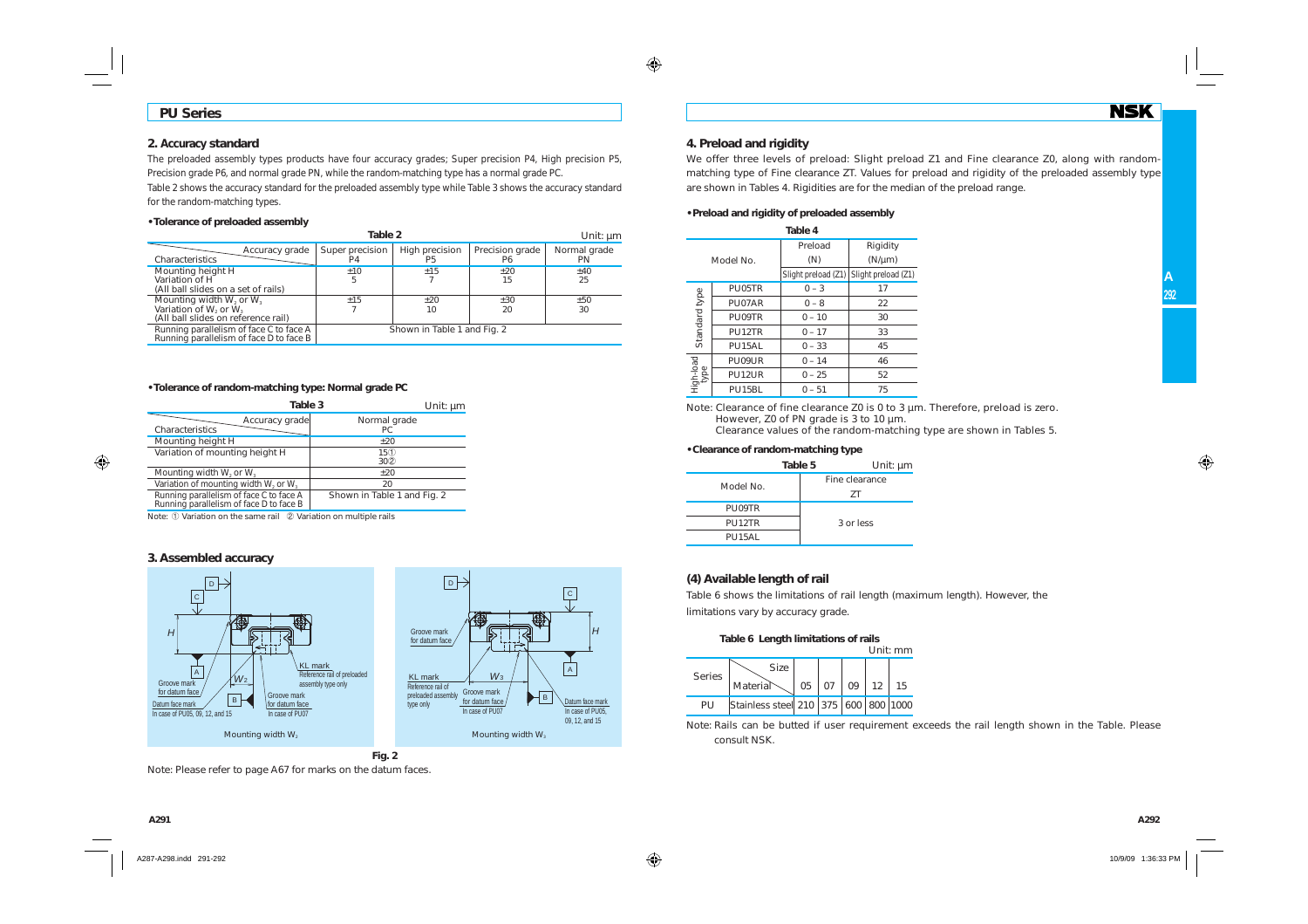## PU Series

### 2. Accuracy standard

The preloaded assembly types products have four accuracy grades; Super precision P4, High precision P5, Precision grade P6, and normal grade PN, while the random-matching type has a normal grade PC.

Table 2 shows the accuracy standard for the preloaded assembly type while Table 3 shows the accuracy standard for the random-matching types.

**• Tolerance of preloaded assembly**

**Table 2** Unit: μm

| Characteristics \ Accuracy grade | Super precision P4 | High precision P5 | Precision grade P6 | Normal grade PN |
|---|---|---|---|---|
| Mounting height H | ±10 | ±15 | ±20 | ±40 |
| Variation of H (All ball slides on a set of rails) | 5 | 7 | 15 | 25 |
| Mounting width $W_2$ or $W_3$ | ±15 | ±20 | ±30 | ±50 |
| Variation of $W_2$ or $W_3$ (All ball slides on reference rail) | 7 | 10 | 20 | 30 |
| Running parallelism of face C to face A<br>Running parallelism of face D to face B | Shown in Table 1 and Fig. 2 | | | |

**• Tolerance of random-matching type: Normal grade PC**

**Table 3** Unit: μm

| Characteristics \ Accuracy grade | Normal grade PC |
|---|---|
| Mounting height H | ±20 |
| Variation of mounting height H | 15①<br>30② |
| Mounting width $W_2$ or $W_3$ | ±20 |
| Variation of mounting width $W_2$ or $W_3$ | 20 |
| Running parallelism of face C to face A<br>Running parallelism of face D to face B | Shown in Table 1 and Fig. 2 |

Note: ① Variation on the same rail ② Variation on multiple rails

### 3. Assembled accuracy

Fig. 2

Note: Please refer to page A67 for marks on the datum faces.

### 4. Preload and rigidity

We offer three levels of preload: Slight preload Z1 and Fine clearance Z0, along with random-matching type of Fine clearance ZT. Values for preload and rigidity of the preloaded assembly type are shown in Tables 4. Rigidities are for the median of the preload range.

**• Preload and rigidity of preloaded assembly**

**Table 4**

| | Model No. | Preload (N) | Rigidity (N/μm) |
|---|---|---|---|
| | | Slight preload (Z1) | Slight preload (Z1) |
| Standard type | PU05TR | 0 – 3 | 17 |
| | PU07AR | 0 – 8 | 22 |
| | PU09TR | 0 – 10 | 30 |
| | PU12TR | 0 – 17 | 33 |
| | PU15AL | 0 – 33 | 45 |
| High-load type | PU09UR | 0 – 14 | 46 |
| | PU12UR | 0 – 25 | 52 |
| | PU15BL | 0 – 51 | 75 |

Note: Clearance of fine clearance Z0 is 0 to 3 μm. Therefore, preload is zero.
However, Z0 of PN grade is 3 to 10 μm.
Clearance values of the random-matching type are shown in Tables 5.

**• Clearance of random-matching type**

**Table 5** Unit: μm

| Model No. | Fine clearance ZT |
|---|---|
| PU09TR | 3 or less |
| PU12TR | |
| PU15AL | |

### (4) Available length of rail

Table 6 shows the limitations of rail length (maximum length). However, the limitations vary by accuracy grade.

**Table 6 Length limitations of rails** Unit: mm

| Series | Material \ Size | 05 | 07 | 09 | 12 | 15 |
|---|---|---|---|---|---|---|
| PU | Stainless steel | 210 | 375 | 600 | 800 | 1000 |

Note: Rails can be butted if user requirement exceeds the rail length shown in the Table. Please consult NSK.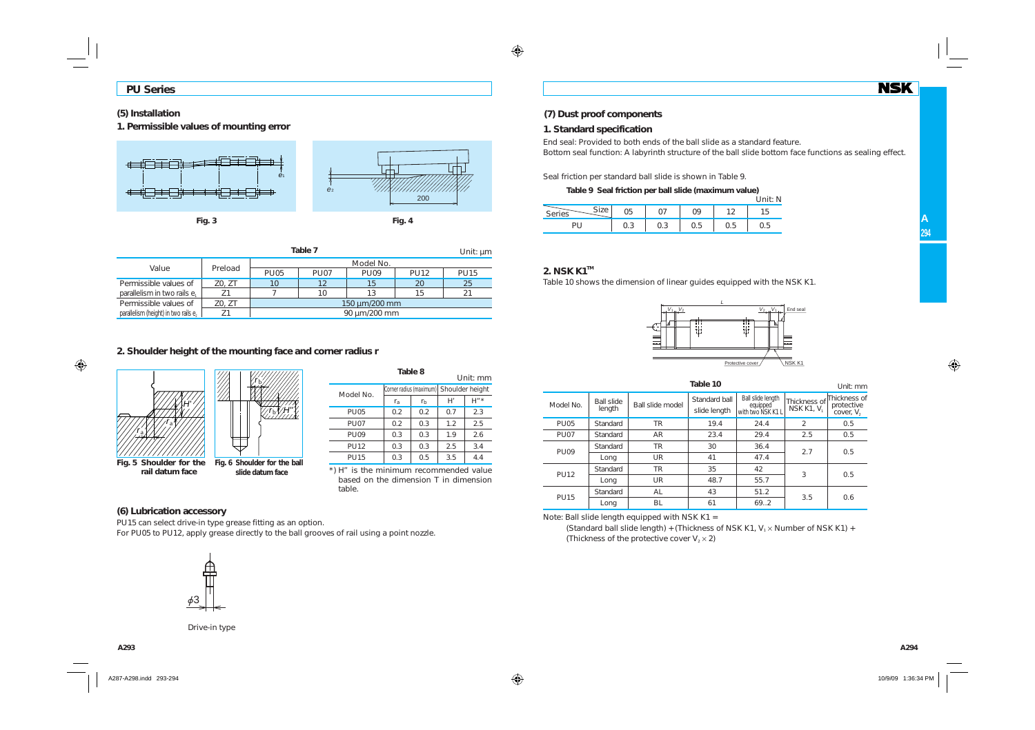## PU Series

### (5) Installation

#### 1. Permissible values of mounting error

Fig. 3

Fig. 4

**Table 7** Unit: μm

| Value | Preload | Model No. | | | | |
|---|---|---|---|---|---|---|
| | | PU05 | PU07 | PU09 | PU12 | PU15 |
| Permissible values of parallelism in two rails $e_1$ | Z0, ZT | 10 | 12 | 15 | 20 | 25 |
| | Z1 | 7 | 10 | 13 | 15 | 21 |
| Permissible values of parallelism (height) in two rails $e_2$ | Z0, ZT | 150 μm/200 mm | | | | |
| | Z1 | 90 μm/200 mm | | | | |

#### 2. Shoulder height of the mounting face and corner radius r

Fig. 5 Shoulder for the rail datum face

Fig. 6 Shoulder for the ball slide datum face

**Table 8** Unit: mm

| Model No. | Corner radius (maximum) | | Shoulder height | |
|---|---|---|---|---|
| | $r_a$ | $r_b$ | H' | H"* |
| PU05 | 0.2 | 0.2 | 0.7 | 2.3 |
| PU07 | 0.2 | 0.3 | 1.2 | 2.5 |
| PU09 | 0.3 | 0.3 | 1.9 | 2.6 |
| PU12 | 0.3 | 0.3 | 2.5 | 3.4 |
| PU15 | 0.3 | 0.5 | 3.5 | 4.4 |

*) H" is the minimum recommended value based on the dimension T in dimension table.

### (6) Lubrication accessory

PU15 can select drive-in type grease fitting as an option.

For PU05 to PU12, apply grease directly to the ball grooves of rail using a point nozzle.

Drive-in type

### (7) Dust proof components

#### 1. Standard specification

End seal: Provided to both ends of the ball slide as a standard feature.

Bottom seal function: A labyrinth structure of the ball slide bottom face functions as sealing effect.

Seal friction per standard ball slide is shown in Table 9.

**Table 9 Seal friction per ball slide (maximum value)** Unit: N

| Series \ Size | 05 | 07 | 09 | 12 | 15 |
|---|---|---|---|---|---|
| PU | 0.3 | 0.3 | 0.5 | 0.5 | 0.5 |

#### 2. NSK K1™

Table 10 shows the dimension of linear guides equipped with the NSK K1.

**Table 10** Unit: mm

| Model No. | Ball slide length | Ball slide model | Standard ball slide length | Ball slide length equipped with two NSK K1 L | Thickness of NSK K1, $V_1$ | Thickness of protective cover, $V_2$ |
|---|---|---|---|---|---|---|
| PU05 | Standard | TR | 19.4 | 24.4 | 2 | 0.5 |
| PU07 | Standard | AR | 23.4 | 29.4 | 2.5 | 0.5 |
| PU09 | Standard | TR | 30 | 36.4 | 2.7 | 0.5 |
| | Long | UR | 41 | 47.4 | | |
| PU12 | Standard | TR | 35 | 42 | 3 | 0.5 |
| | Long | UR | 48.7 | 55.7 | | |
| PU15 | Standard | AL | 43 | 51.2 | 3.5 | 0.6 |
| | Long | BL | 61 | 69..2 | | |

Note: Ball slide length equipped with NSK K1 =
(Standard ball slide length) + (Thickness of NSK K1, $V_1 \times$ Number of NSK K1) + (Thickness of the protective cover $V_2 \times 2$)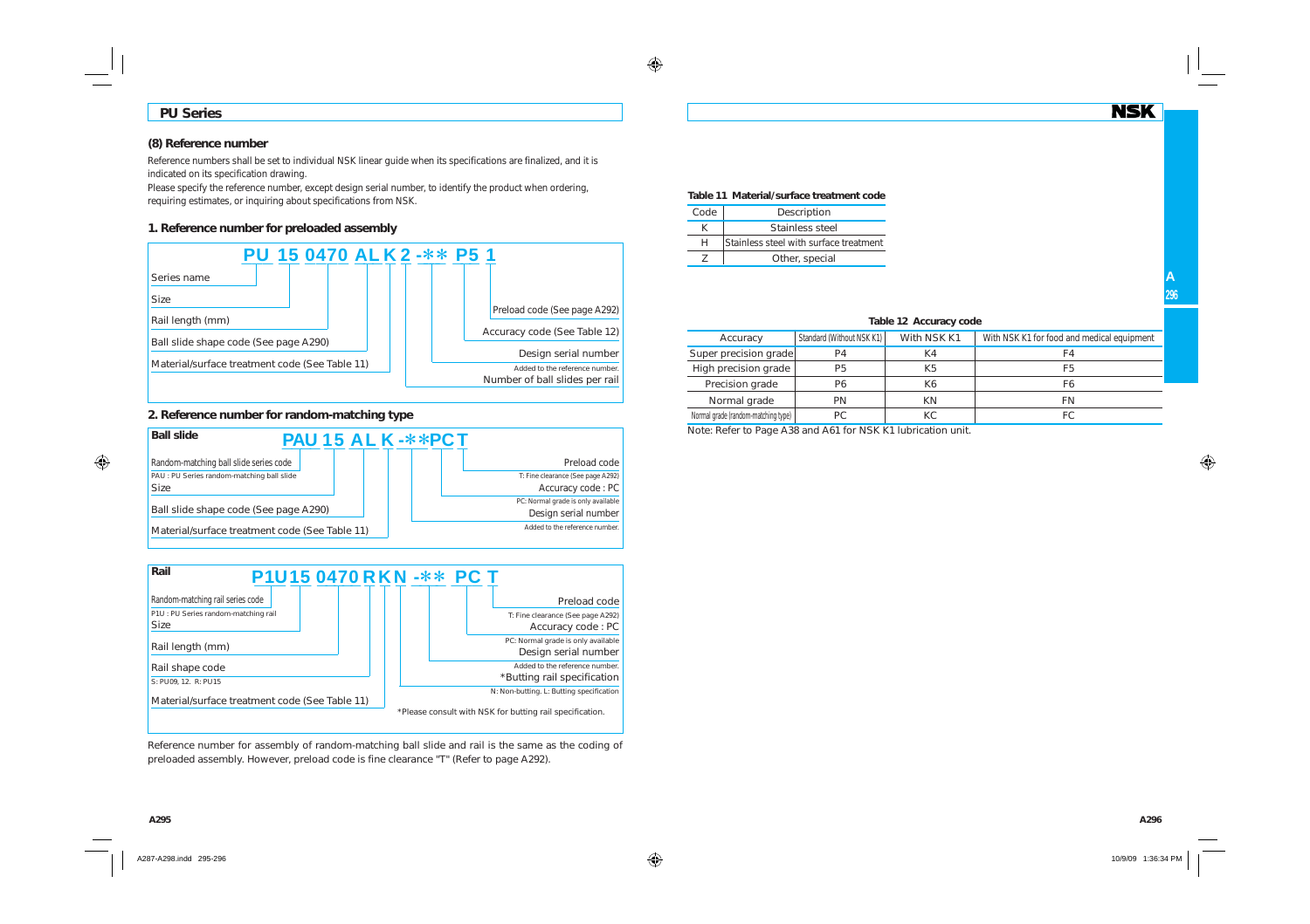## PU Series

### (8) Reference number

Reference numbers shall be set to individual NSK linear guide when its specifications are finalized, and it is indicated on its specification drawing.

Please specify the reference number, except design serial number, to identify the product when ordering, requiring estimates, or inquiring about specifications from NSK.

#### 1. Reference number for preloaded assembly

**PU 15 0470 AL K 2 -** P5 1**

- Series name
- Size
- Rail length (mm)
- Ball slide shape code (See page A290)
- Material/surface treatment code (See Table 11)
- Number of ball slides per rail
- Design serial number — Added to the reference number.
- Accuracy code (See Table 12)
- Preload code (See page A292)

#### 2. Reference number for random-matching type

**Ball slide**

**PAU 15 AL K -**PC T**

- Random-matching ball slide series code — PAU : PU Series random-matching ball slide
- Size
- Ball slide shape code (See page A290)
- Material/surface treatment code (See Table 11)
- Design serial number — Added to the reference number.
- Accuracy code : PC — PC: Normal grade is only available
- Preload code — T: Fine clearance (See page A292)

**Rail**

**P1U15 0470 R K N -** PC T**

- Random-matching rail series code — P1U : PU Series random-matching rail
- Size
- Rail length (mm)
- Rail shape code — S: PU09, 12. R: PU15
- Material/surface treatment code (See Table 11)
- *Butting rail specification — N: Non-butting. L: Butting specification
- Design serial number — Added to the reference number.
- Accuracy code : PC — PC: Normal grade is only available
- Preload code — T: Fine clearance (See page A292)

*Please consult with NSK for butting rail specification.

Reference number for assembly of random-matching ball slide and rail is the same as the coding of preloaded assembly. However, preload code is fine clearance "T" (Refer to page A292).

**Table 11 Material/surface treatment code**

| Code | Description |
|---|---|
| K | Stainless steel |
| H | Stainless steel with surface treatment |
| Z | Other, special |

**Table 12 Accuracy code**

| Accuracy | Standard (Without NSK K1) | With NSK K1 | With NSK K1 for food and medical equipment |
|---|---|---|---|
| Super precision grade | P4 | K4 | F4 |
| High precision grade | P5 | K5 | F5 |
| Precision grade | P6 | K6 | F6 |
| Normal grade | PN | KN | FN |
| Normal grade (random-matching type) | PC | KC | FC |

Note: Refer to Page A38 and A61 for NSK K1 lubrication unit.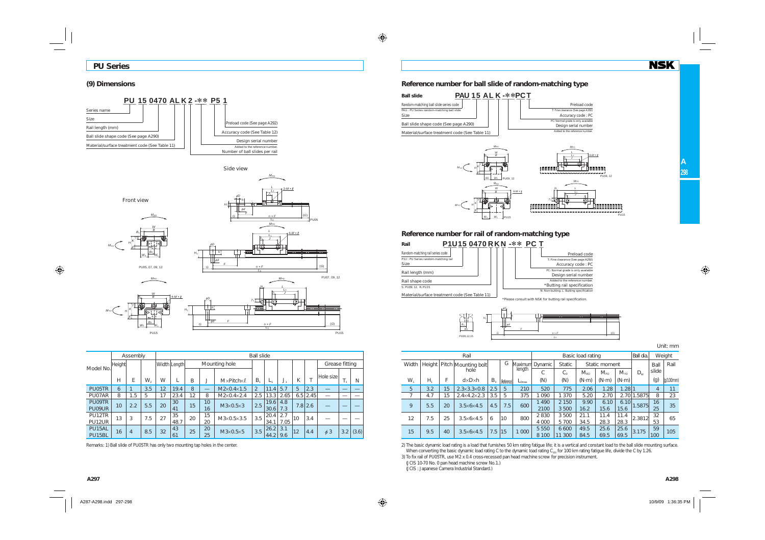## PU Series

### (9) Dimensions

**PU 15 0470 AL K 2 -\*\* P5 1**

- Series name
- Size
- Rail length (mm)
- Ball slide shape code (See page A290)
- Material/surface treatment code (See Table 11)
- Preload code (See page A292)
- Accuracy code (See Table 12)
- Design serial number (Added to the reference number.)
- Number of ball slides per rail

Front view

Side view

PU05, 07, 09, 12

PU05

PU07, 09, 12

PU15

PU15

| Model No. | Assembly | | | Ball slide | | | | | | | | | | | | |
|---|---|---|---|---|---|---|---|---|---|---|---|---|---|---|---|---|
| | Height | | | Width | Length | Mounting hole | | | | | | | | Grease fitting | | |
| | H | E | $W_2$ | W | L | B | J | M×Pitch×ℓ | $B_1$ | $L_1$ | $J_1$ | K | T | Hole size | $T_1$ | N |
| PU05TR | 6 | 1 | 3.5 | 12 | 19.4 | 8 | — | M2×0.4×1.5 | 2 | 11.4 | 5.7 | 5 | 2.3 | — | — | — |
| PU07AR | 8 | 1.5 | 5 | 17 | 23.4 | 12 | 8 | M2×0.4×2.4 | 2.5 | 13.3 | 2.65 | 6.5 | 2.45 | — | — | — |
| PU09TR / PU09UR | 10 | 2.2 | 5.5 | 20 | 30 / 41 | 15 | 10 / 16 | M3×0.5×3 | 2.5 | 19.6 / 30.6 | 4.8 / 7.3 | 7.8 | 2.6 | — | — | — |
| PU12TR / PU12UR | 13 | 3 | 7.5 | 27 | 35 / 48.7 | 20 | 15 / 20 | M3×0.5×3.5 | 3.5 | 20.4 / 34.1 | 2.7 / 7.05 | 10 | 3.4 | — | — | — |
| PU15AL / PU15BL | 16 | 4 | 8.5 | 32 | 43 / 61 | 25 | 20 / 25 | M3×0.5×5 | 3.5 | 26.2 / 44.2 | 3.1 / 9.6 | 12 | 4.4 | φ3 | 3.2 | (3.6) |

Remarks: 1) Ball slide of PU05TR has only two mounting tap holes in the center.

## Reference number for ball slide of random-matching type

**Ball slide** **PAU 15 AL K -\*\*PCT**

- Random-matching ball slide series code (PAU : PU Series random-matching ball slide)
- Size
- Ball slide shape code (See page A290)
- Material/surface treatment code (See Table 11)
- Preload code (T: Fine clearance (See page A292))
- Accuracy code : PC (PC: Normal grade is only available)
- Design serial number (Added to the reference number.)

PU09, 12

PU15

## Reference number for rail of random-matching type

**Rail** **P1U15 0470 RKN -\*\* PC T**

- Random-matching rail series code (P1U : PU Series random-matching rail)
- Size
- Rail length (mm)
- Rail shape code (S: PU09, 12, R: PU15)
- Material/surface treatment code (See Table 11)
- Preload code (T: Fine clearance (See page A292))
- Accuracy code : PC (PC: Normal grade is only available)
- Design serial number (Added to the reference number.)
- \*Butting rail specification (N: Non-butting, L: Butting specification)

\*Please consult with NSK for butting rail specification.

PU09,12,15

Unit: mm

| Rail | | | | | | | Basic load rating | | | | | Ball dia. | Weight | |
|---|---|---|---|---|---|---|---|---|---|---|---|---|---|---|
| Width | Height | Pitch | Mounting bolt hole | | G | Maximum length | Dynamic | Static | Static moment | | | | Ball slide | Rail |
| | | | | | | | C | $C_0$ | $M_{RO}$ | $M_{PO}$ | $M_{YO}$ | | | |
| $W_1$ | $H_1$ | F | d×D×h | $B_3$ | (Reference) | $L_{0max}$ | (N) | (N) | (N·m) | (N·m) | (N·m) | $D_w$ | (g) | (g/100mm) |
| 5 | 3.2 | 15 | 2.3×3.3×0.8 | 2.5 | 5 | 210 | 520 | 775 | 2.06 | 1.28 | 1.28 | 1 | 4 | 11 |
| 7 | 4.7 | 15 | 2.4×4.2×2.3 | 3.5 | 5 | 375 | 1 090 | 1 370 | 5.20 | 2.70 | 2.70 | 1.5875 | 8 | 23 |
| 9 | 5.5 | 20 | 3.5×6×4.5 | 4.5 | 7.5 | 600 | 1 490 / 2100 | 2 150 / 3 500 | 9.90 / 16.2 | 6.10 / 15.6 | 6.10 / 15.6 | 1.5875 | 16 / 25 | 35 |
| 12 | 7.5 | 25 | 3.5×6×4.5 | 6 | 10 | 800 | 2 830 / 4 000 | 3 500 / 5 700 | 21.1 / 34.5 | 11.4 / 28.3 | 11.4 / 28.3 | 2.3812 | 32 / 53 | 65 |
| 15 | 9.5 | 40 | 3.5×6×4.5 | 7.5 | 15 | 1 000 | 5 550 / 8 100 | 6 600 / 11 300 | 49.5 / 84.5 | 25.6 / 69.5 | 25.6 / 69.5 | 3.175 | 59 / 100 | 105 |

2) The basic dynamic load rating is a load that furnishes 50 km rating fatigue life; it is a vertical and constant load to the ball slide mounting surface. When converting the basic dynamic load rating C to the dynamic load rating $C_{100}$ for 100 km rating fatigue life, divide the C by 1.26.

3) To fix rail of PU05TR, use M2 x 0.4 cross-recessed pan head machine screw for precision instrument.
(JCIS 10-70 No. 0 pan head machine screw No.1.)
(JCIS : Japanese Camera Industrial Standard.)